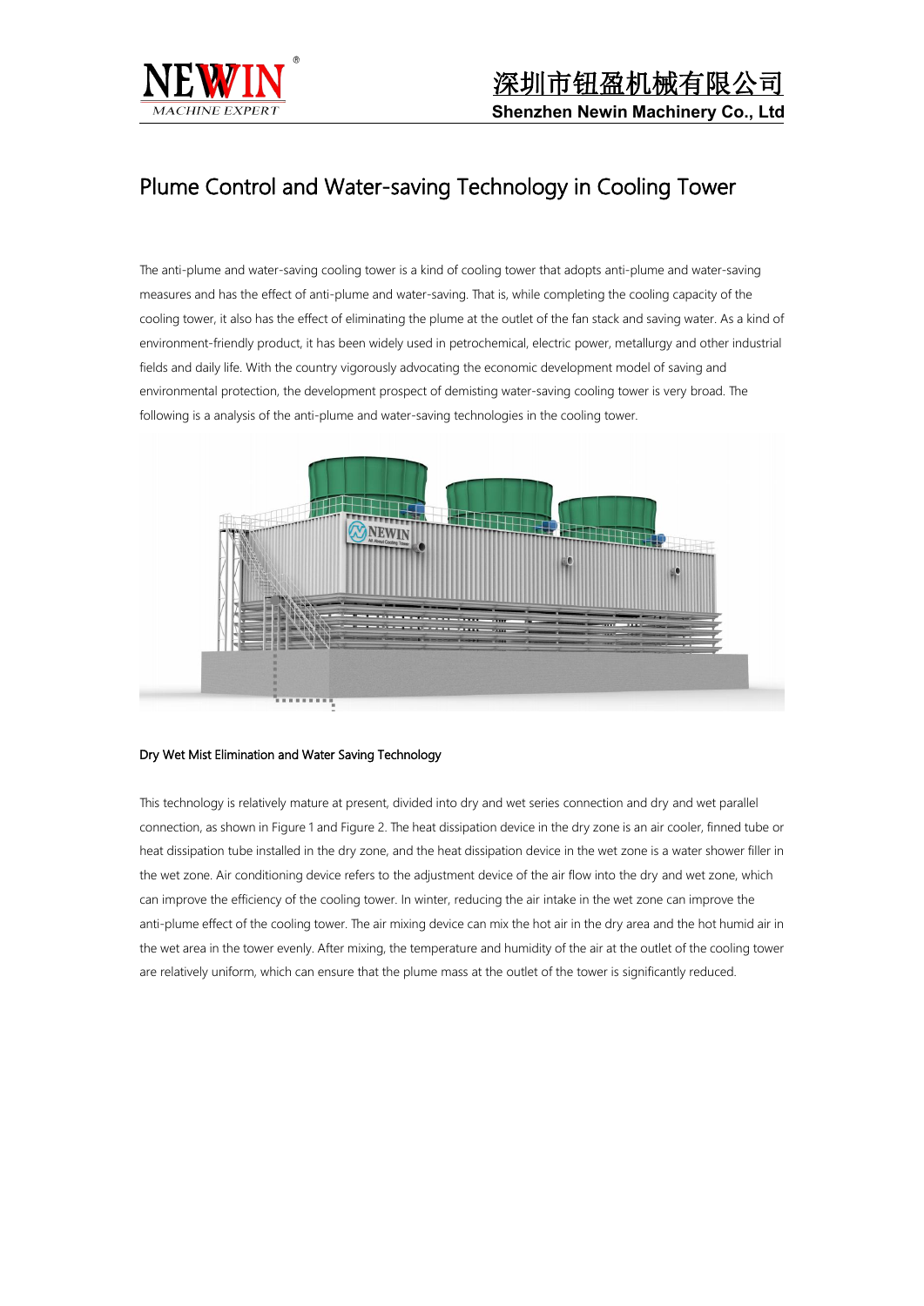# Plume Control and Water-saving Technology in Cooling Tower

The anti-plume and water-saving cooling tower is a kind of cooling tower that adopts anti-plume and water-saving measures and has the effect of anti-plume and water-saving. That is, while completing the cooling capacity of the cooling tower, it also has the effect of eliminating the plume at the outlet of the fan stack and saving water. As a kind of environment-friendly product, it has been widely used in petrochemical, electric power, metallurgy and other industrial fields and daily life. With the country vigorously advocating the economic development model of saving and environmental protection, the development prospect of demisting water-saving cooling tower is very broad. The following is a analysis of the anti-plume and water-saving technologies in the cooling tower.

## Dry Wet Mist Elimination and Water Saving Technology

This technology is relatively mature at present, divided into dry and wet series connection and dry and wet parallel connection, as shown in Figure 1 and Figure 2. The heat dissipation device in the dry zone is an air cooler, finned tube or heat dissipation tube installed in the dry zone, and the heat dissipation device in the wet zone is a water shower filler in the wet zone. Air conditioning device refers to the adjustment device of the air flow into the dry and wet zone, which can improve the efficiency of the cooling tower. In winter, reducing the air intake in the wet zone can improve the anti-plume effect of the cooling tower. The air mixing device can mix the hot air in the dry area and the hot humid air in the wet area in the tower evenly. After mixing, the temperature and humidity of the air at the outlet of the cooling tower are relatively uniform, which can ensure that the plume mass at the outlet of the tower is significantly reduced.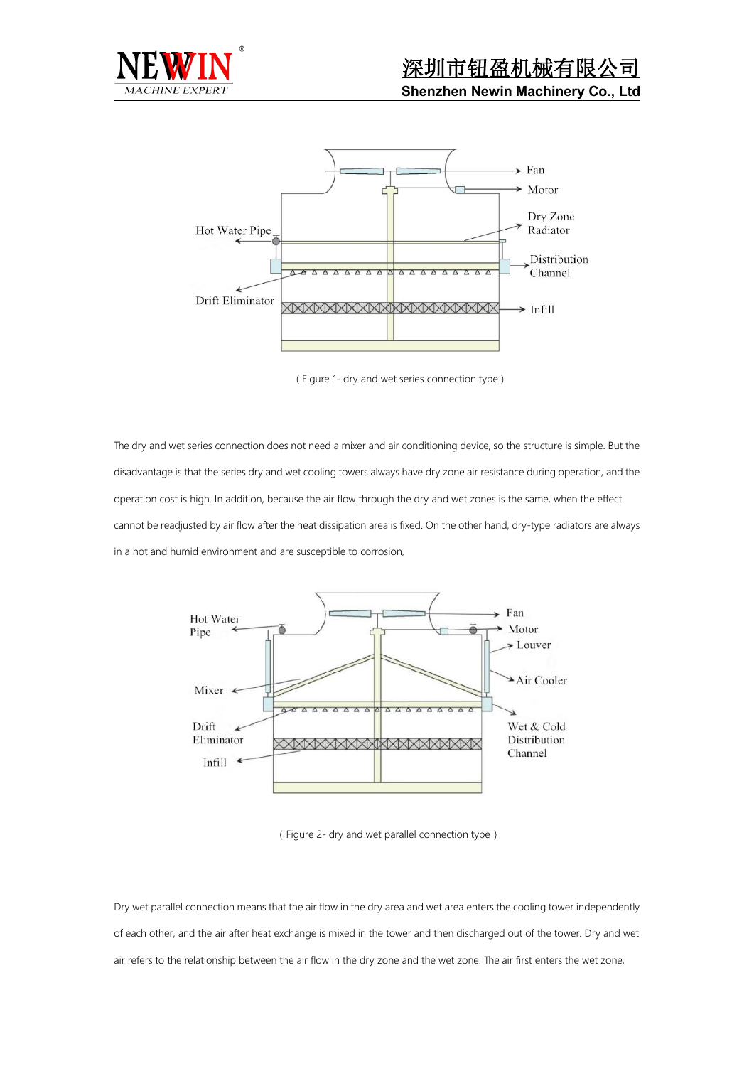( Figure 1- dry and wet series connection type )

The dry and wet series connection does not need a mixer and air conditioning device, so the structure is simple. But the disadvantage is that the series dry and wet cooling towers always have dry zone air resistance during operation, and the operation cost is high. In addition, because the air flow through the dry and wet zones is the same, when the effect cannot be readjusted by air flow after the heat dissipation area is fixed. On the other hand, dry-type radiators are always in a hot and humid environment and are susceptible to corrosion,

( Figure 2- dry and wet parallel connection type )

Dry wet parallel connection means that the air flow in the dry area and wet area enters the cooling tower independently of each other, and the air after heat exchange is mixed in the tower and then discharged out of the tower. Dry and wet air refers to the relationship between the air flow in the dry zone and the wet zone. The air first enters the wet zone,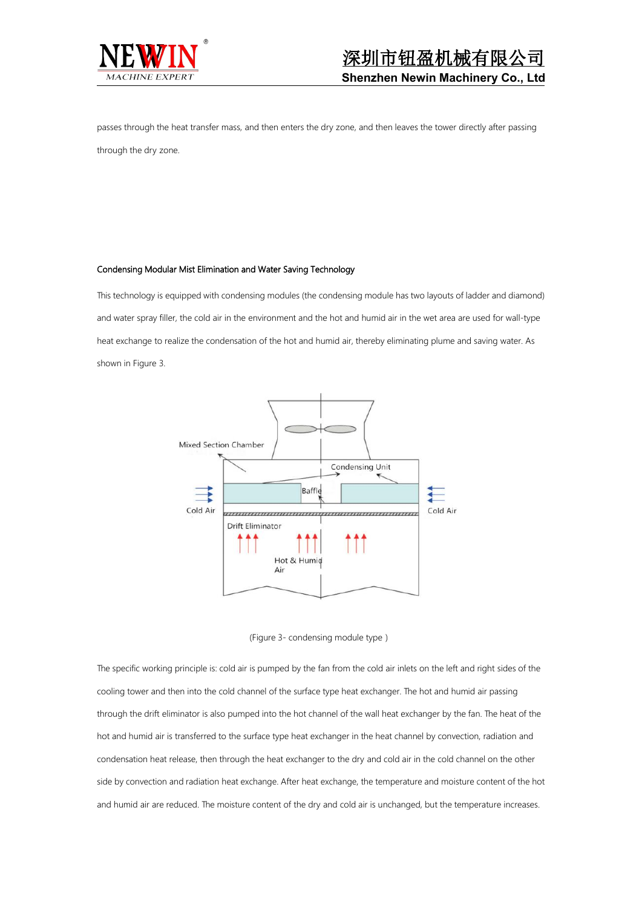passes through the heat transfer mass, and then enters the dry zone, and then leaves the tower directly after passing through the dry zone.

### Condensing Modular Mist Elimination and Water Saving Technology

This technology is equipped with condensing modules (the condensing module has two layouts of ladder and diamond) and water spray filler, the cold air in the environment and the hot and humid air in the wet area are used for wall-type heat exchange to realize the condensation of the hot and humid air, thereby eliminating plume and saving water. As shown in Figure 3.

(Figure 3- condensing module type )

The specific working principle is: cold air is pumped by the fan from the cold air inlets on the left and right sides of the cooling tower and then into the cold channel of the surface type heat exchanger. The hot and humid air passing through the drift eliminator is also pumped into the hot channel of the wall heat exchanger by the fan. The heat of the hot and humid air is transferred to the surface type heat exchanger in the heat channel by convection, radiation and condensation heat release, then through the heat exchanger to the dry and cold air in the cold channel on the other side by convection and radiation heat exchange. After heat exchange, the temperature and moisture content of the hot and humid air are reduced. The moisture content of the dry and cold air is unchanged, but the temperature increases.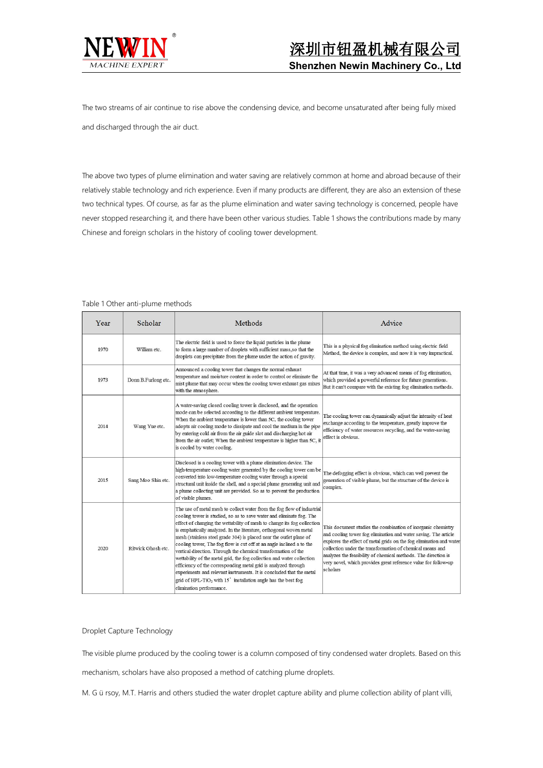The two streams of air continue to rise above the condensing device, and become unsaturated after being fully mixed and discharged through the air duct.

The above two types of plume elimination and water saving are relatively common at home and abroad because of their relatively stable technology and rich experience. Even if many products are different, they are also an extension of these two technical types. Of course, as far as the plume elimination and water saving technology is concerned, people have never stopped researching it, and there have been other various studies. Table 1 shows the contributions made by many Chinese and foreign scholars in the history of cooling tower development.

Table 1 Other anti-plume methods

| Year | Scholar | Methods | Advice |
|---|---|---|---|
| 1970 | William etc. | The electric field is used to force the liquid particles in the plume to form a large number of droplets with sufficient mass,so that the droplets can precipitate from the plume under the action of gravity. | This is a physical fog elimination method using electric field Method, the device is complex, and now it is very impractical. |
| 1973 | Donn B.Furlong etc. | Announced a cooling tower that changes the normal exhaust temperature and moisture content in order to control or eliminate the mist plume that may occur when the cooling tower exhaust gas mixes with the atmosphere. | At that time, it was a very advanced means of fog elimination, which provided a powerful reference for future generations. But it can't compare with the existing fog elimination methods. |
| 2014 | Wang Yue etc. | A water-saving closed cooling tower is disclosed, and the operation mode can be selected according to the different ambient temperature. When the ambient temperature is lower than 5C, the cooling tower adopts air cooling mode to dissipate and cool the medium in the pipe by entering cold air from the air guide slot and discharging hot air from the air outlet; When the ambient temperature is higher than 5C, it is cooled by water cooling. | The cooling tower can dynamically adjust the intensity of heat exchange according to the temperature, greatly improve the efficiency of water resources recycling, and the water-saving effect is obvious. |
| 2015 | Sang Moo Shin etc. | Disclosed is a cooling tower with a plume elimination device. The high-temperature cooling water generated by the cooling tower can be converted into low-temperature cooling water through a special structural unit inside the shell, and a special plume generating unit and a plume collecting unit are provided. So as to prevent the production of visible plumes. | The defogging effect is obvious, which can well prevent the generation of visible plume, but the structure of the device is complex. |
| 2020 | Ritwick Ghosh etc. | The use of metal mesh to collect water from the fog flow of industrial cooling tower is studied, so as to save water and eliminate fog. The effect of changing the wettability of mesh to change its fog collection is emphatically analyzed. In the literature, orthogonal woven metal mesh (stainless steel grade 304) is placed near the outlet plane of cooling tower, The fog flow is cut off at an angle inclined a to the vertical direction. Through the chemical transformation of the wettability of the metal grid, the fog collection and water collection efficiency of the corresponding metal grid is analyzed through experiments and relevant instruments. It is concluded that the metal grid of HPL-$TiO_2$ with 15° installation angle has the best fog elimination performance. | This document studies the combination of inorganic chemistry and cooling tower fog elimination and water saving. The article explores the effect of metal grids on the fog elimination and water collection under the transformation of chemical means and analyzes the feasibility of chemical methods. The direction is very novel, which provides great reference value for follow-up scholars |

Droplet Capture Technology

The visible plume produced by the cooling tower is a column composed of tiny condensed water droplets. Based on this mechanism, scholars have also proposed a method of catching plume droplets.

M. G ü rsoy, M.T. Harris and others studied the water droplet capture ability and plume collection ability of plant villi,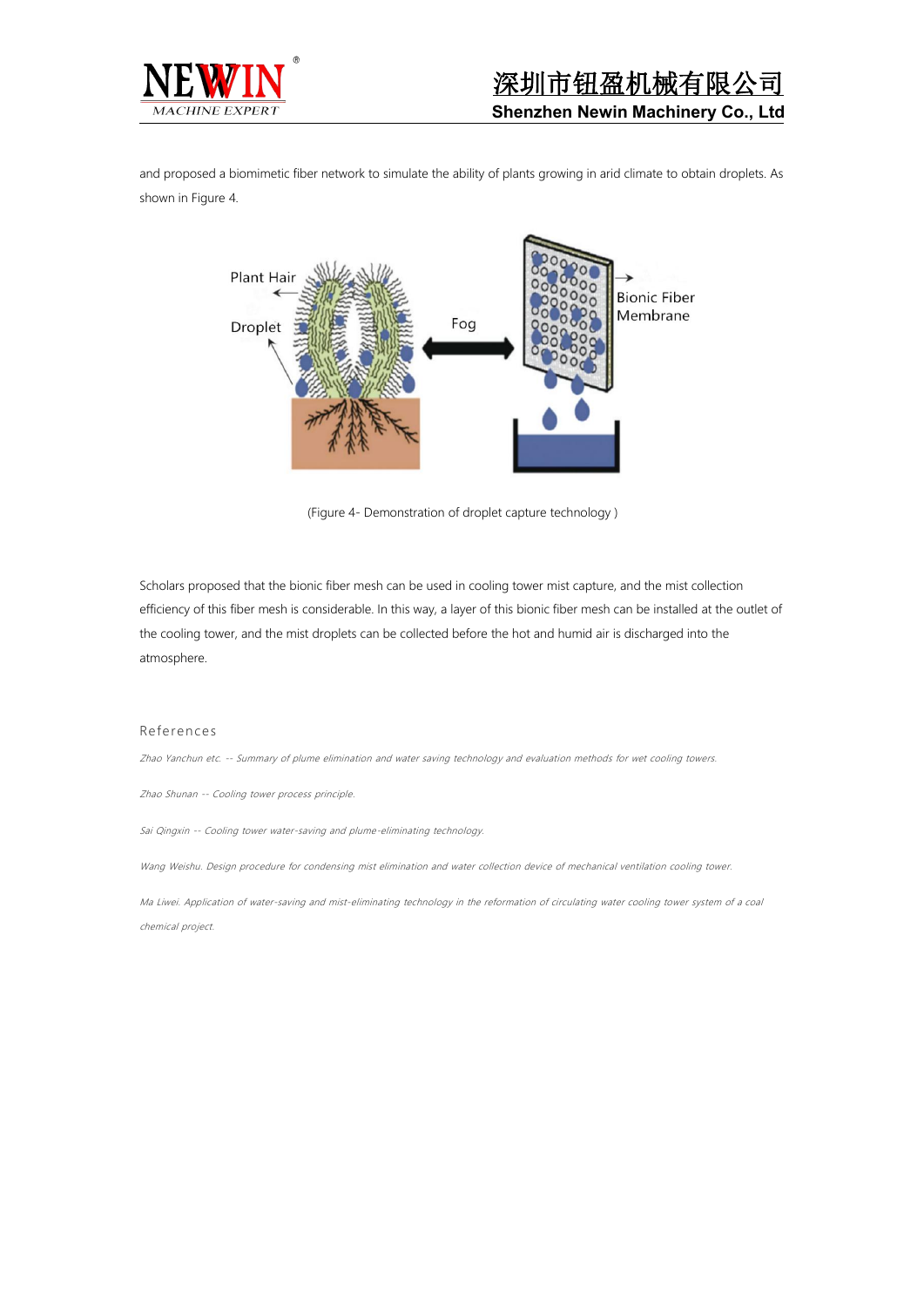and proposed a biomimetic fiber network to simulate the ability of plants growing in arid climate to obtain droplets. As shown in Figure 4.

Plant Hair

Droplet

Fog

Bionic Fiber Membrane

(Figure 4- Demonstration of droplet capture technology )

Scholars proposed that the bionic fiber mesh can be used in cooling tower mist capture, and the mist collection efficiency of this fiber mesh is considerable. In this way, a layer of this bionic fiber mesh can be installed at the outlet of the cooling tower, and the mist droplets can be collected before the hot and humid air is discharged into the atmosphere.

## References

*Zhao Yanchun etc. -- Summary of plume elimination and water saving technology and evaluation methods for wet cooling towers.*

*Zhao Shunan -- Cooling tower process principle.*

*Sai Qingxin -- Cooling tower water-saving and plume-eliminating technology.*

*Wang Weishu. Design procedure for condensing mist elimination and water collection device of mechanical ventilation cooling tower.*

*Ma Liwei. Application of water-saving and mist-eliminating technology in the reformation of circulating water cooling tower system of a coal chemical project.*